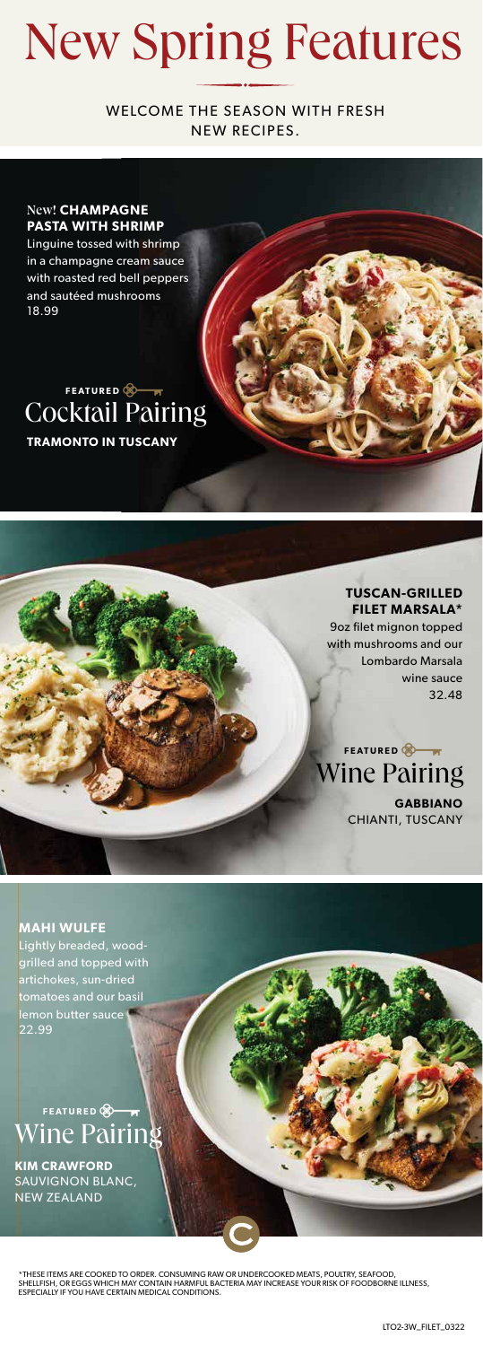# New Spring Features

WELCOME THE SEASON WITH FRESH NEW RECIPES.

New! **CHAMPAGNE PASTA WITH SHRIMP**

Linguine tossed with shrimp in a champagne cream sauce with roasted red bell peppers and sautéed mushrooms
18.99

FEATURED
## Cocktail Pairing

**TRAMONTO IN TUSCANY**

**TUSCAN-GRILLED FILET MARSALA***

9oz filet mignon topped with mushrooms and our Lombardo Marsala wine sauce
32.48

FEATURED
## Wine Pairing

**GABBIANO**
CHIANTI, TUSCANY

**MAHI WULFE**

Lightly breaded, wood-grilled and topped with artichokes, sun-dried tomatoes and our basil lemon butter sauce
22.99

FEATURED
## Wine Pairing

**KIM CRAWFORD**
SAUVIGNON BLANC, NEW ZEALAND

*THESE ITEMS ARE COOKED TO ORDER. CONSUMING RAW OR UNDERCOOKED MEATS, POULTRY, SEAFOOD, SHELLFISH, OR EGGS WHICH MAY CONTAIN HARMFUL BACTERIA MAY INCREASE YOUR RISK OF FOODBORNE ILLNESS, ESPECIALLY IF YOU HAVE CERTAIN MEDICAL CONDITIONS.

LTO2-3W_FILET_0322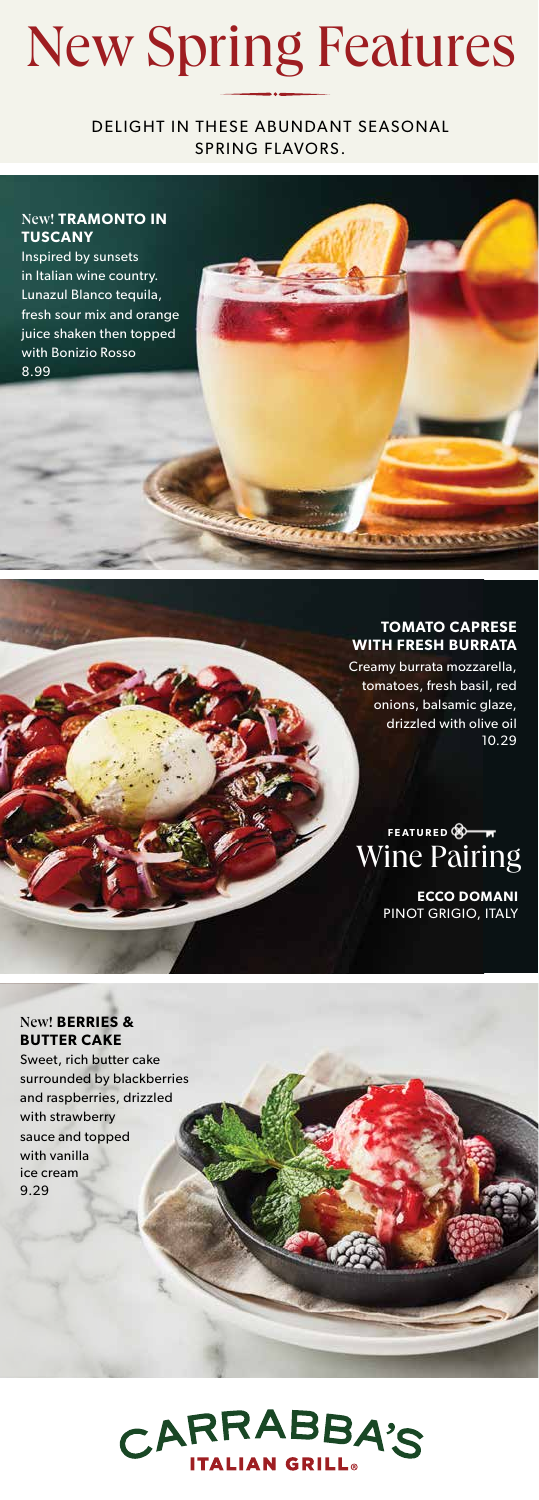# New Spring Features

DELIGHT IN THESE ABUNDANT SEASONAL SPRING FLAVORS.

New! **TRAMONTO IN TUSCANY**

Inspired by sunsets in Italian wine country. Lunazul Blanco tequila, fresh sour mix and orange juice shaken then topped with Bonizio Rosso
8.99

**TOMATO CAPRESE WITH FRESH BURRATA**

Creamy burrata mozzarella, tomatoes, fresh basil, red onions, balsamic glaze, drizzled with olive oil
10.29

FEATURED
## Wine Pairing

**ECCO DOMANI**
PINOT GRIGIO, ITALY

New! **BERRIES & BUTTER CAKE**

Sweet, rich butter cake surrounded by blackberries and raspberries, drizzled with strawberry sauce and topped with vanilla ice cream
9.29

CARRABBA'S
ITALIAN GRILL®